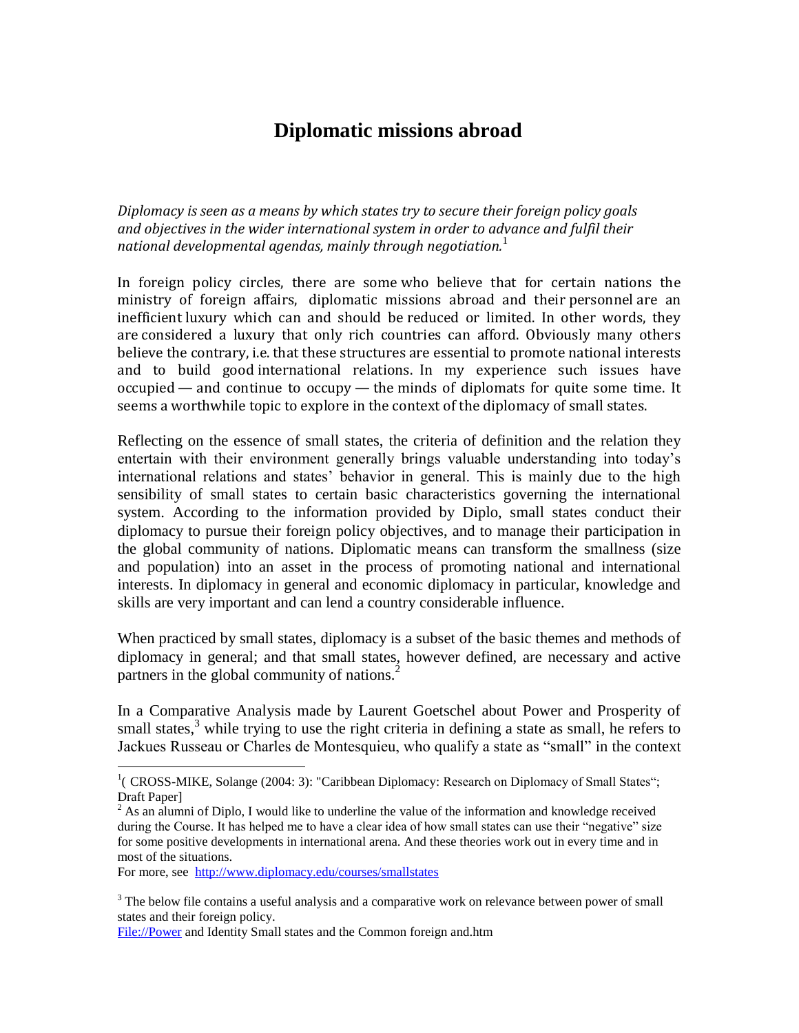# Diplomatic missions abroad

*Diplomacy is seen as a means by which states try to secure their foreign policy goals and objectives in the wider international system in order to advance and fulfil their national developmental agendas, mainly through negotiation.*[1]

In foreign policy circles, there are some who believe that for certain nations the ministry of foreign affairs, diplomatic missions abroad and their personnel are an inefficient luxury which can and should be reduced or limited. In other words, they are considered a luxury that only rich countries can afford. Obviously many others believe the contrary, i.e. that these structures are essential to promote national interests and to build good international relations. In my experience such issues have occupied — and continue to occupy — the minds of diplomats for quite some time. It seems a worthwhile topic to explore in the context of the diplomacy of small states.

Reflecting on the essence of small states, the criteria of definition and the relation they entertain with their environment generally brings valuable understanding into today's international relations and states' behavior in general. This is mainly due to the high sensibility of small states to certain basic characteristics governing the international system. According to the information provided by Diplo, small states conduct their diplomacy to pursue their foreign policy objectives, and to manage their participation in the global community of nations. Diplomatic means can transform the smallness (size and population) into an asset in the process of promoting national and international interests. In diplomacy in general and economic diplomacy in particular, knowledge and skills are very important and can lend a country considerable influence.

When practiced by small states, diplomacy is a subset of the basic themes and methods of diplomacy in general; and that small states, however defined, are necessary and active partners in the global community of nations.[2]

In a Comparative Analysis made by Laurent Goetschel about Power and Prosperity of small states,[3] while trying to use the right criteria in defining a state as small, he refers to Jackues Russeau or Charles de Montesquieu, who qualify a state as "small" in the context

---

[1]( CROSS-MIKE, Solange (2004: 3): "Caribbean Diplomacy: Research on Diplomacy of Small States"; Draft Paper]

[2] As an alumni of Diplo, I would like to underline the value of the information and knowledge received during the Course. It has helped me to have a clear idea of how small states can use their "negative" size for some positive developments in international arena. And these theories work out in every time and in most of the situations.

For more, see http://www.diplomacy.edu/courses/smallstates

[3] The below file contains a useful analysis and a comparative work on relevance between power of small states and their foreign policy.

File://Power and Identity Small states and the Common foreign and.htm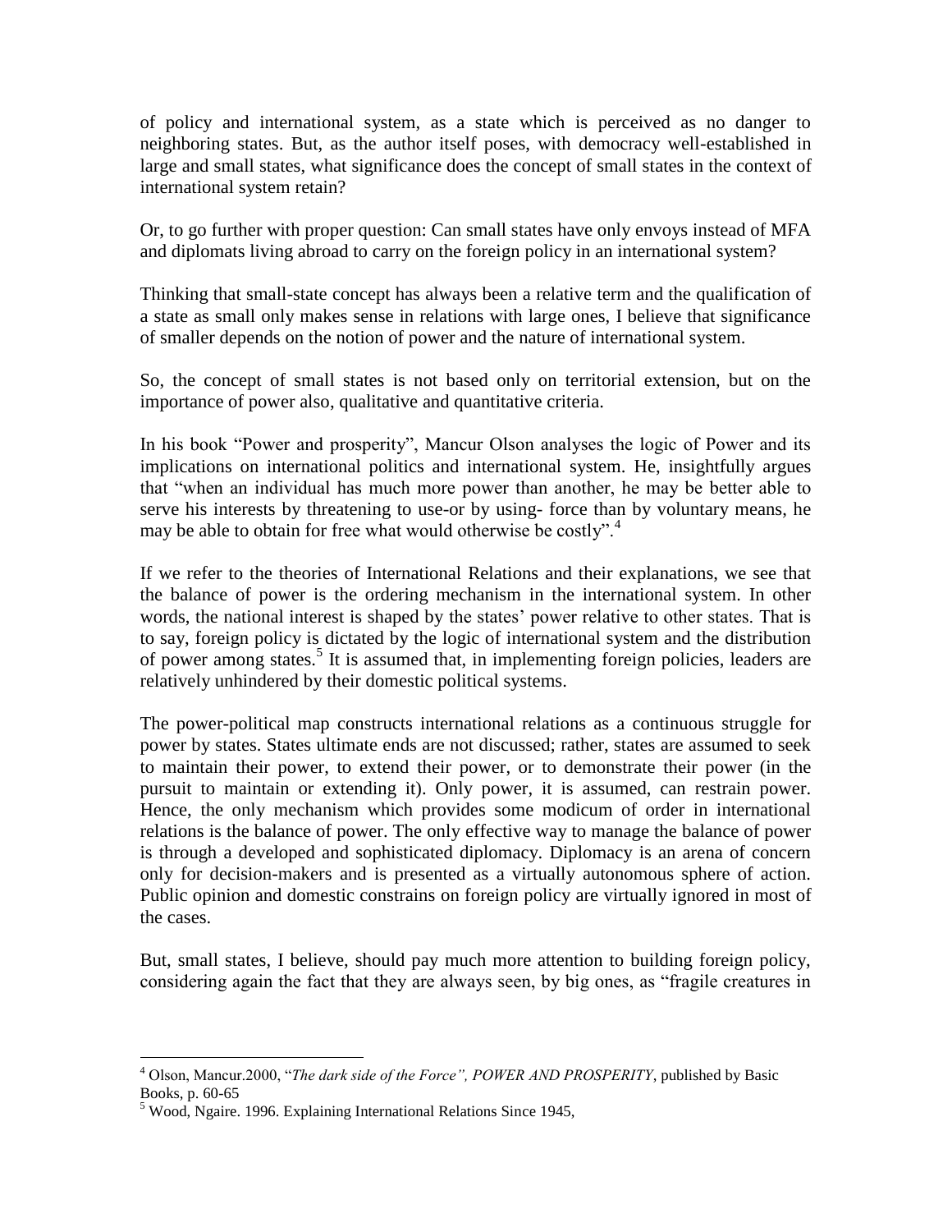of policy and international system, as a state which is perceived as no danger to neighboring states. But, as the author itself poses, with democracy well-established in large and small states, what significance does the concept of small states in the context of international system retain?

Or, to go further with proper question: Can small states have only envoys instead of MFA and diplomats living abroad to carry on the foreign policy in an international system?

Thinking that small-state concept has always been a relative term and the qualification of a state as small only makes sense in relations with large ones, I believe that significance of smaller depends on the notion of power and the nature of international system.

So, the concept of small states is not based only on territorial extension, but on the importance of power also, qualitative and quantitative criteria.

In his book "Power and prosperity", Mancur Olson analyses the logic of Power and its implications on international politics and international system. He, insightfully argues that "when an individual has much more power than another, he may be better able to serve his interests by threatening to use-or by using- force than by voluntary means, he may be able to obtain for free what would otherwise be costly".[4]

If we refer to the theories of International Relations and their explanations, we see that the balance of power is the ordering mechanism in the international system. In other words, the national interest is shaped by the states' power relative to other states. That is to say, foreign policy is dictated by the logic of international system and the distribution of power among states.[5] It is assumed that, in implementing foreign policies, leaders are relatively unhindered by their domestic political systems.

The power-political map constructs international relations as a continuous struggle for power by states. States ultimate ends are not discussed; rather, states are assumed to seek to maintain their power, to extend their power, or to demonstrate their power (in the pursuit to maintain or extending it). Only power, it is assumed, can restrain power. Hence, the only mechanism which provides some modicum of order in international relations is the balance of power. The only effective way to manage the balance of power is through a developed and sophisticated diplomacy. Diplomacy is an arena of concern only for decision-makers and is presented as a virtually autonomous sphere of action. Public opinion and domestic constrains on foreign policy are virtually ignored in most of the cases.

But, small states, I believe, should pay much more attention to building foreign policy, considering again the fact that they are always seen, by big ones, as "fragile creatures in

---

[4] Olson, Mancur.2000, "*The dark side of the Force", POWER AND PROSPERITY*, published by Basic Books, p. 60-65

[5] Wood, Ngaire. 1996. Explaining International Relations Since 1945,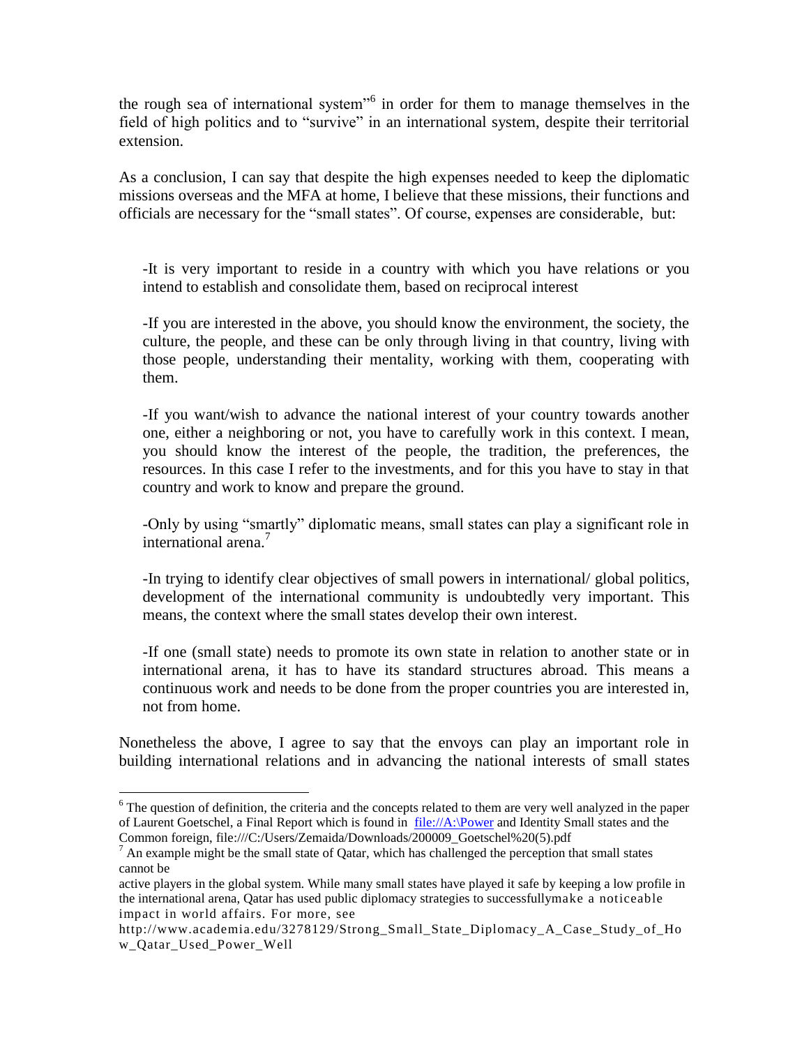the rough sea of international system"[6] in order for them to manage themselves in the field of high politics and to "survive" in an international system, despite their territorial extension.

As a conclusion, I can say that despite the high expenses needed to keep the diplomatic missions overseas and the MFA at home, I believe that these missions, their functions and officials are necessary for the "small states". Of course, expenses are considerable, but:

-It is very important to reside in a country with which you have relations or you intend to establish and consolidate them, based on reciprocal interest

-If you are interested in the above, you should know the environment, the society, the culture, the people, and these can be only through living in that country, living with those people, understanding their mentality, working with them, cooperating with them.

-If you want/wish to advance the national interest of your country towards another one, either a neighboring or not, you have to carefully work in this context. I mean, you should know the interest of the people, the tradition, the preferences, the resources. In this case I refer to the investments, and for this you have to stay in that country and work to know and prepare the ground.

-Only by using "smartly" diplomatic means, small states can play a significant role in international arena.[7]

-In trying to identify clear objectives of small powers in international/ global politics, development of the international community is undoubtedly very important. This means, the context where the small states develop their own interest.

-If one (small state) needs to promote its own state in relation to another state or in international arena, it has to have its standard structures abroad. This means a continuous work and needs to be done from the proper countries you are interested in, not from home.

Nonetheless the above, I agree to say that the envoys can play an important role in building international relations and in advancing the national interests of small states

---

[6] The question of definition, the criteria and the concepts related to them are very well analyzed in the paper of Laurent Goetschel, a Final Report which is found in file://A:\Power and Identity Small states and the Common foreign, file:///C:/Users/Zemaida/Downloads/200009_Goetschel%20(5).pdf

[7] An example might be the small state of Qatar, which has challenged the perception that small states cannot be
active players in the global system. While many small states have played it safe by keeping a low profile in the international arena, Qatar has used public diplomacy strategies to successfullymake a noticeable impact in world affairs. For more, see http://www.academia.edu/3278129/Strong_Small_State_Diplomacy_A_Case_Study_of_How_Qatar_Used_Power_Well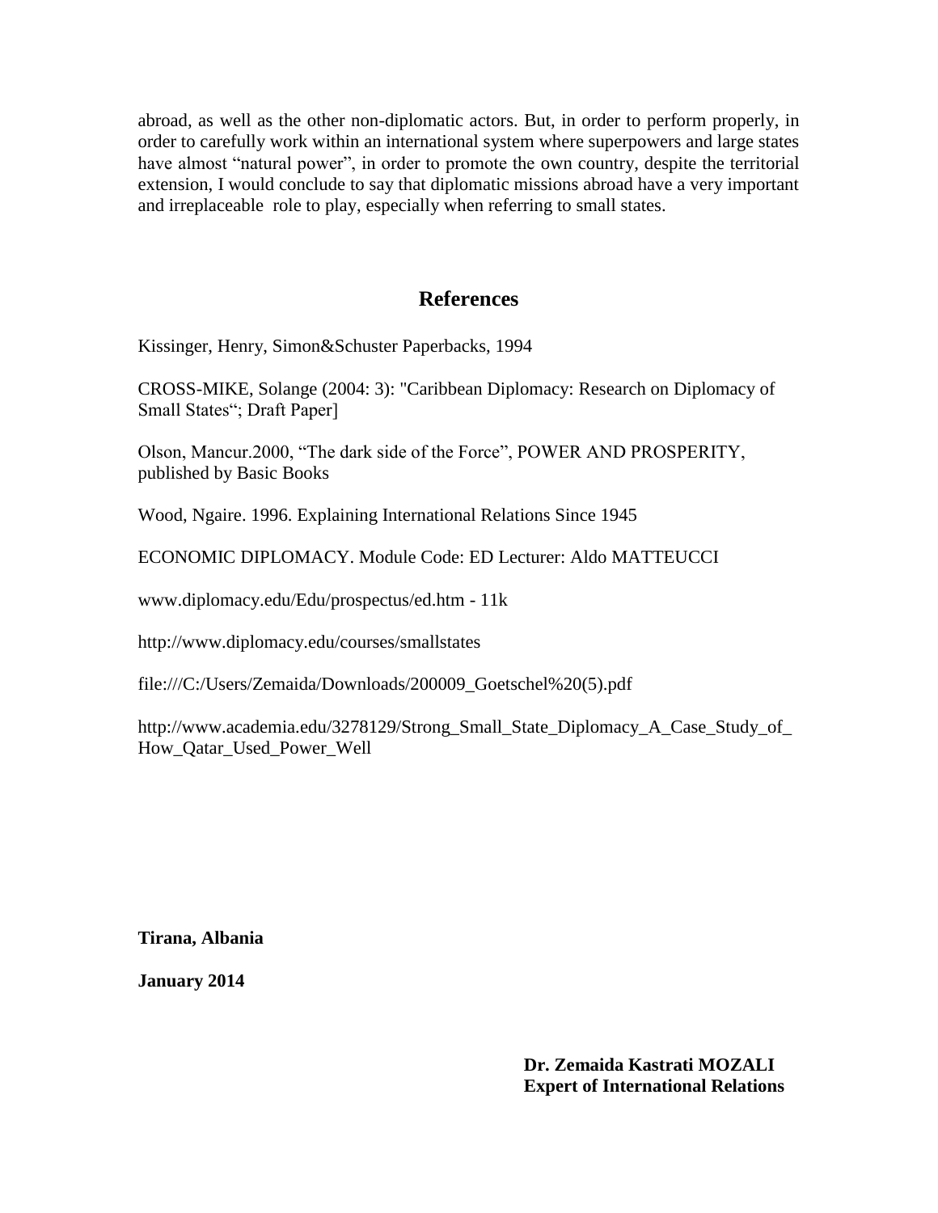abroad, as well as the other non-diplomatic actors. But, in order to perform properly, in order to carefully work within an international system where superpowers and large states have almost "natural power", in order to promote the own country, despite the territorial extension, I would conclude to say that diplomatic missions abroad have a very important and irreplaceable role to play, especially when referring to small states.

## References

Kissinger, Henry, Simon&Schuster Paperbacks, 1994

CROSS-MIKE, Solange (2004: 3): "Caribbean Diplomacy: Research on Diplomacy of Small States"; Draft Paper]

Olson, Mancur.2000, "The dark side of the Force", POWER AND PROSPERITY, published by Basic Books

Wood, Ngaire. 1996. Explaining International Relations Since 1945

ECONOMIC DIPLOMACY. Module Code: ED Lecturer: Aldo MATTEUCCI

www.diplomacy.edu/Edu/prospectus/ed.htm - 11k

http://www.diplomacy.edu/courses/smallstates

file:///C:/Users/Zemaida/Downloads/200009_Goetschel%20(5).pdf

http://www.academia.edu/3278129/Strong_Small_State_Diplomacy_A_Case_Study_of_How_Qatar_Used_Power_Well

**Tirana, Albania**

**January 2014**

**Dr. Zemaida Kastrati MOZALI**
**Expert of International Relations**